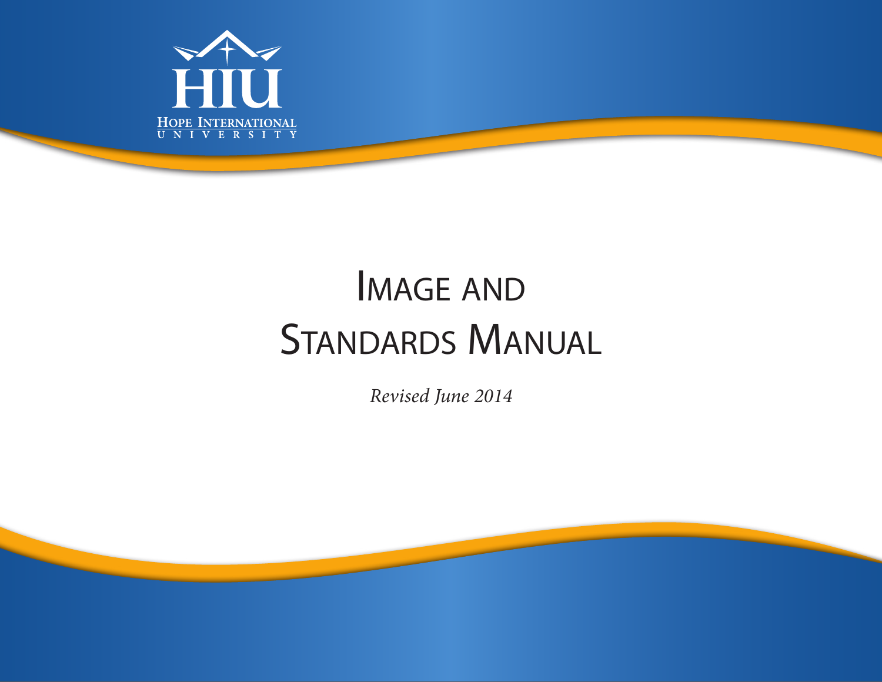HIU

Hope International University

# Image and Standards Manual

*Revised June 2014*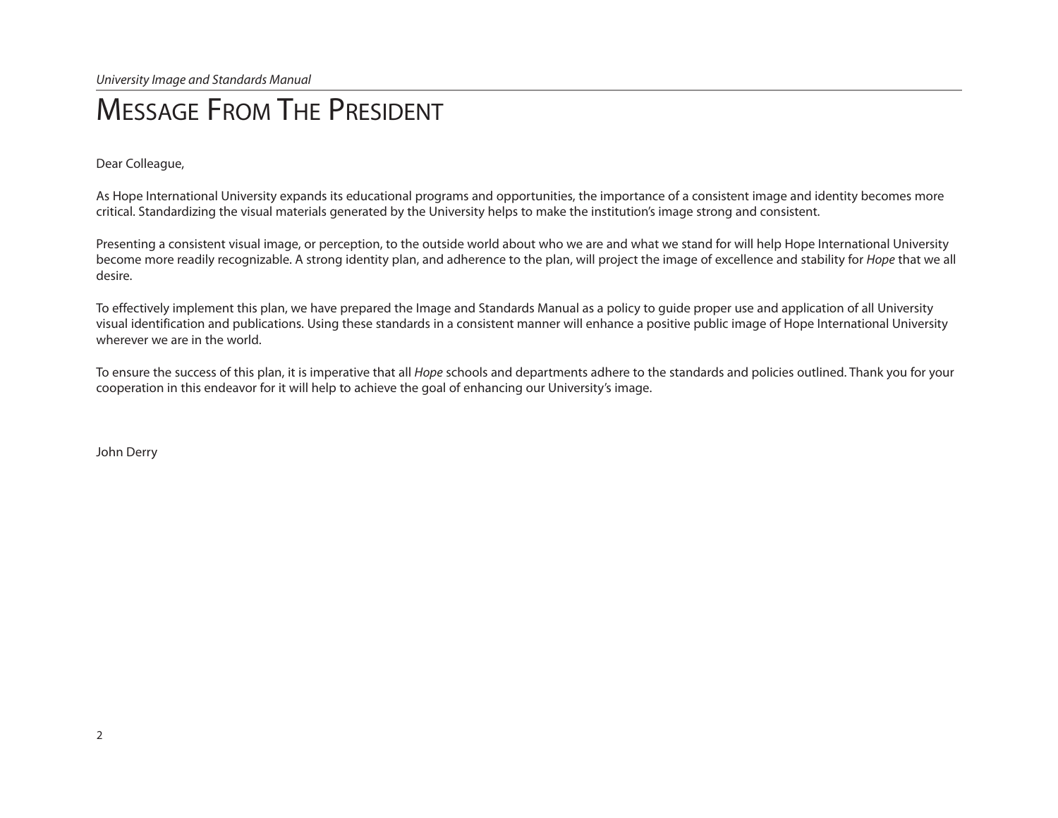# Message From The President

Dear Colleague,

As Hope International University expands its educational programs and opportunities, the importance of a consistent image and identity becomes more critical. Standardizing the visual materials generated by the University helps to make the institution's image strong and consistent.

Presenting a consistent visual image, or perception, to the outside world about who we are and what we stand for will help Hope International University become more readily recognizable. A strong identity plan, and adherence to the plan, will project the image of excellence and stability for *Hope* that we all desire.

To effectively implement this plan, we have prepared the Image and Standards Manual as a policy to guide proper use and application of all University visual identification and publications. Using these standards in a consistent manner will enhance a positive public image of Hope International University wherever we are in the world.

To ensure the success of this plan, it is imperative that all *Hope* schools and departments adhere to the standards and policies outlined. Thank you for your cooperation in this endeavor for it will help to achieve the goal of enhancing our University's image.

John Derry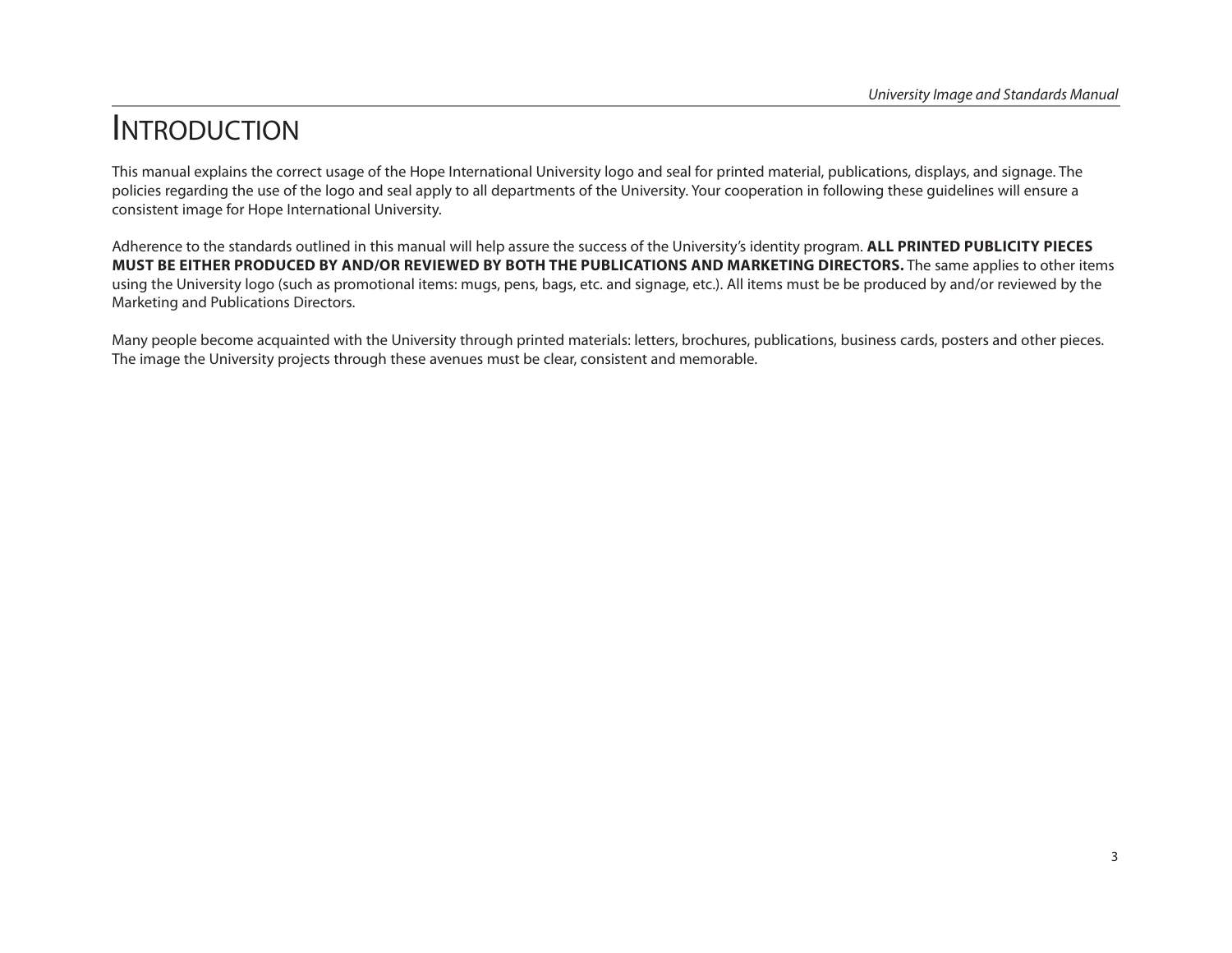# Introduction

This manual explains the correct usage of the Hope International University logo and seal for printed material, publications, displays, and signage. The policies regarding the use of the logo and seal apply to all departments of the University. Your cooperation in following these guidelines will ensure a consistent image for Hope International University.

Adherence to the standards outlined in this manual will help assure the success of the University's identity program. **ALL PRINTED PUBLICITY PIECES MUST BE EITHER PRODUCED BY AND/OR REVIEWED BY BOTH THE PUBLICATIONS AND MARKETING DIRECTORS.** The same applies to other items using the University logo (such as promotional items: mugs, pens, bags, etc. and signage, etc.). All items must be be produced by and/or reviewed by the Marketing and Publications Directors.

Many people become acquainted with the University through printed materials: letters, brochures, publications, business cards, posters and other pieces. The image the University projects through these avenues must be clear, consistent and memorable.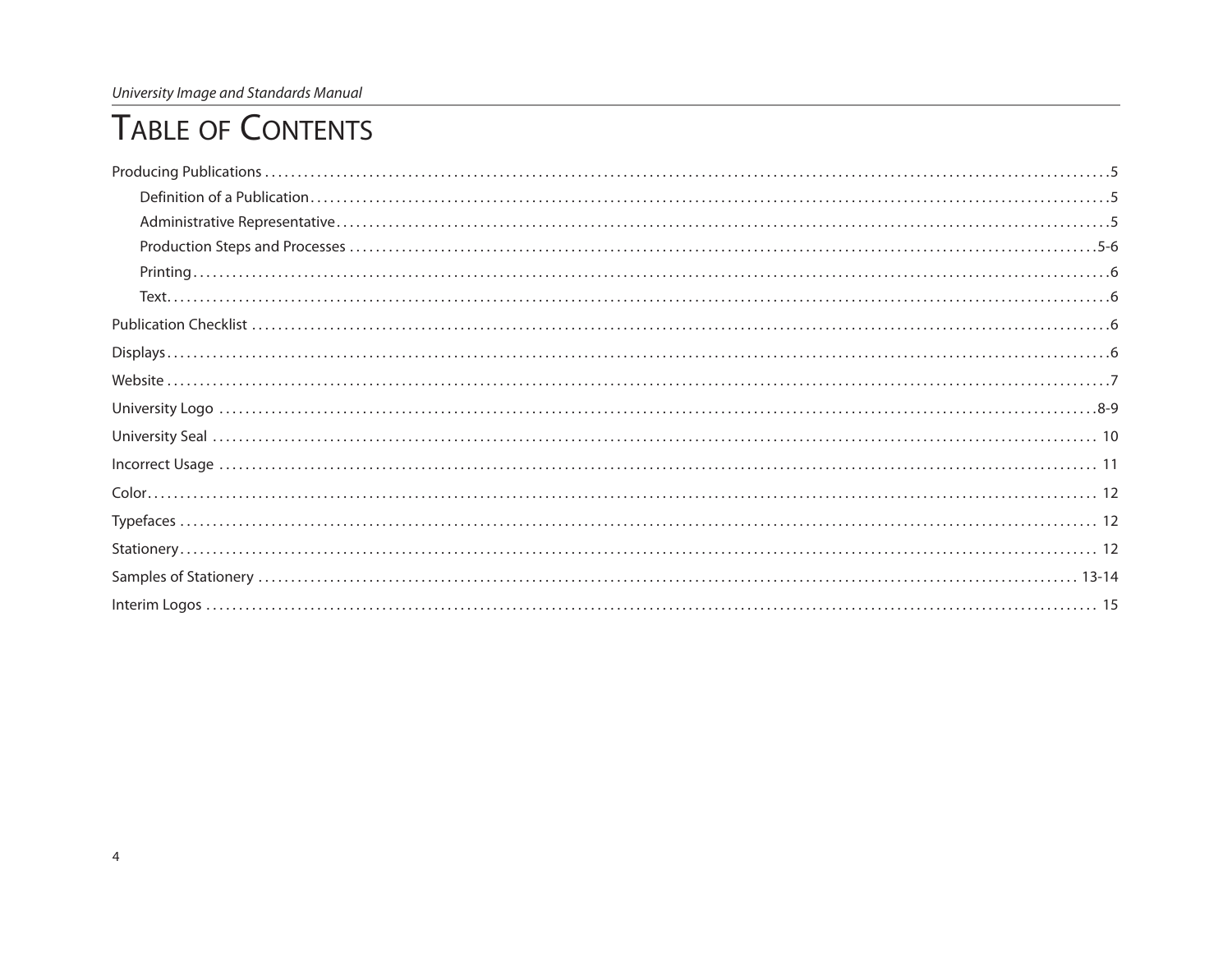# Table of Contents

- Producing Publications ........ 5
  - Definition of a Publication ........ 5
  - Administrative Representative ........ 5
  - Production Steps and Processes ........ 5-6
  - Printing ........ 6
  - Text ........ 6
- Publication Checklist ........ 6
- Displays ........ 6
- Website ........ 7
- University Logo ........ 8-9
- University Seal ........ 10
- Incorrect Usage ........ 11
- Color ........ 12
- Typefaces ........ 12
- Stationery ........ 12
- Samples of Stationery ........ 13-14
- Interim Logos ........ 15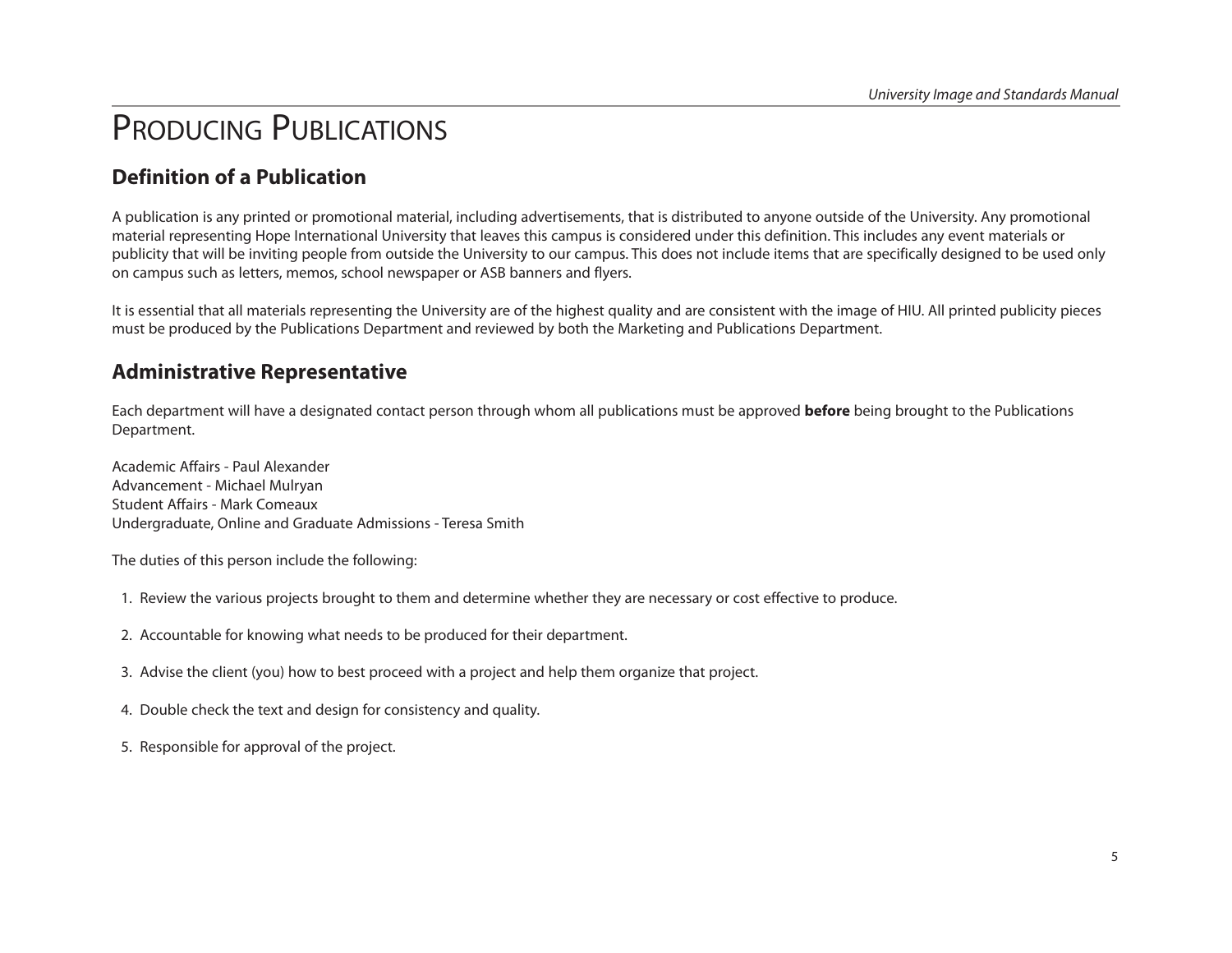# Producing Publications

## Definition of a Publication

A publication is any printed or promotional material, including advertisements, that is distributed to anyone outside of the University. Any promotional material representing Hope International University that leaves this campus is considered under this definition. This includes any event materials or publicity that will be inviting people from outside the University to our campus. This does not include items that are specifically designed to be used only on campus such as letters, memos, school newspaper or ASB banners and flyers.

It is essential that all materials representing the University are of the highest quality and are consistent with the image of HIU. All printed publicity pieces must be produced by the Publications Department and reviewed by both the Marketing and Publications Department.

## Administrative Representative

Each department will have a designated contact person through whom all publications must be approved **before** being brought to the Publications Department.

Academic Affairs - Paul Alexander
Advancement - Michael Mulryan
Student Affairs - Mark Comeaux
Undergraduate, Online and Graduate Admissions - Teresa Smith

The duties of this person include the following:

1. Review the various projects brought to them and determine whether they are necessary or cost effective to produce.
2. Accountable for knowing what needs to be produced for their department.
3. Advise the client (you) how to best proceed with a project and help them organize that project.
4. Double check the text and design for consistency and quality.
5. Responsible for approval of the project.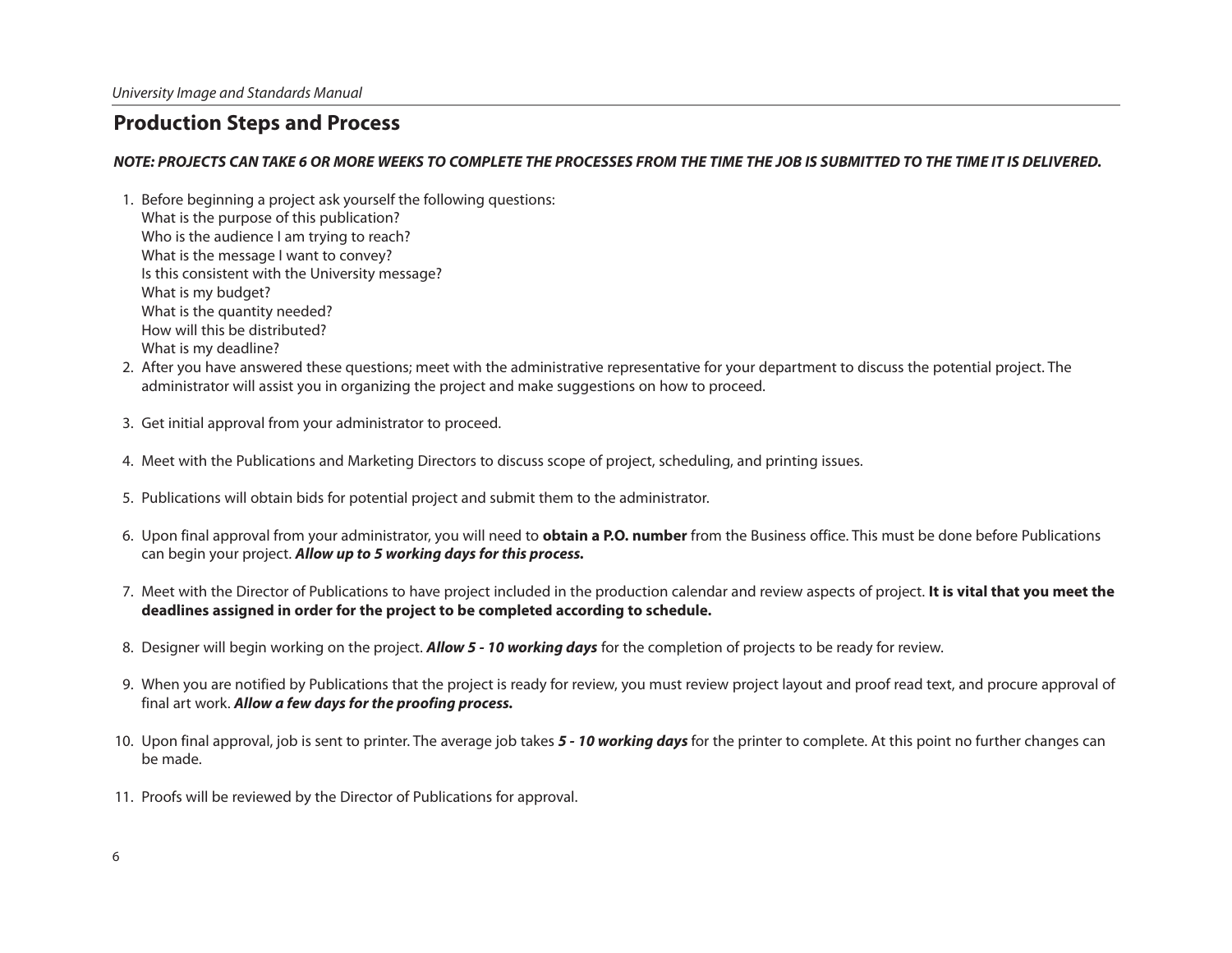## Production Steps and Process

***NOTE: PROJECTS CAN TAKE 6 OR MORE WEEKS TO COMPLETE THE PROCESSES FROM THE TIME THE JOB IS SUBMITTED TO THE TIME IT IS DELIVERED.***

1. Before beginning a project ask yourself the following questions:
   What is the purpose of this publication?
   Who is the audience I am trying to reach?
   What is the message I want to convey?
   Is this consistent with the University message?
   What is my budget?
   What is the quantity needed?
   How will this be distributed?
   What is my deadline?
2. After you have answered these questions; meet with the administrative representative for your department to discuss the potential project. The administrator will assist you in organizing the project and make suggestions on how to proceed.
3. Get initial approval from your administrator to proceed.
4. Meet with the Publications and Marketing Directors to discuss scope of project, scheduling, and printing issues.
5. Publications will obtain bids for potential project and submit them to the administrator.
6. Upon final approval from your administrator, you will need to **obtain a P.O. number** from the Business office. This must be done before Publications can begin your project. ***Allow up to 5 working days for this process.***
7. Meet with the Director of Publications to have project included in the production calendar and review aspects of project. **It is vital that you meet the deadlines assigned in order for the project to be completed according to schedule.**
8. Designer will begin working on the project. ***Allow 5 - 10 working days*** for the completion of projects to be ready for review.
9. When you are notified by Publications that the project is ready for review, you must review project layout and proof read text, and procure approval of final art work. ***Allow a few days for the proofing process.***
10. Upon final approval, job is sent to printer. The average job takes ***5 - 10 working days*** for the printer to complete. At this point no further changes can be made.
11. Proofs will be reviewed by the Director of Publications for approval.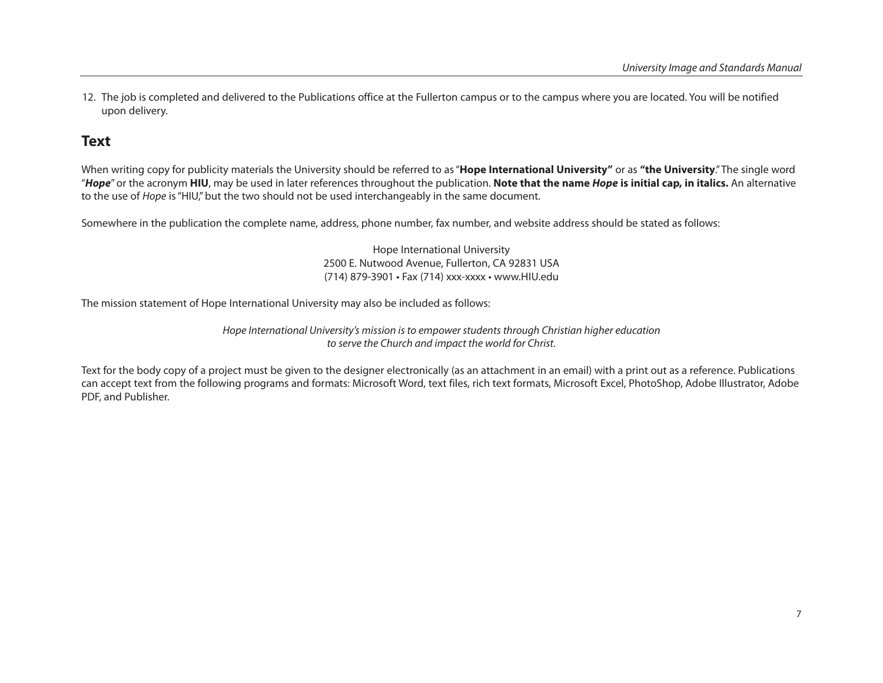12. The job is completed and delivered to the Publications office at the Fullerton campus or to the campus where you are located. You will be notified upon delivery.

## Text

When writing copy for publicity materials the University should be referred to as "**Hope International University"** or as **"the University**." The single word "***Hope***" or the acronym **HIU**, may be used in later references throughout the publication. **Note that the name *Hope* is initial cap, in italics.** An alternative to the use of *Hope* is "HIU," but the two should not be used interchangeably in the same document.

Somewhere in the publication the complete name, address, phone number, fax number, and website address should be stated as follows:

Hope International University  
2500 E. Nutwood Avenue, Fullerton, CA 92831 USA  
(714) 879-3901 • Fax (714) xxx-xxxx • www.HIU.edu

The mission statement of Hope International University may also be included as follows:

*Hope International University's mission is to empower students through Christian higher education to serve the Church and impact the world for Christ.*

Text for the body copy of a project must be given to the designer electronically (as an attachment in an email) with a print out as a reference. Publications can accept text from the following programs and formats: Microsoft Word, text files, rich text formats, Microsoft Excel, PhotoShop, Adobe Illustrator, Adobe PDF, and Publisher.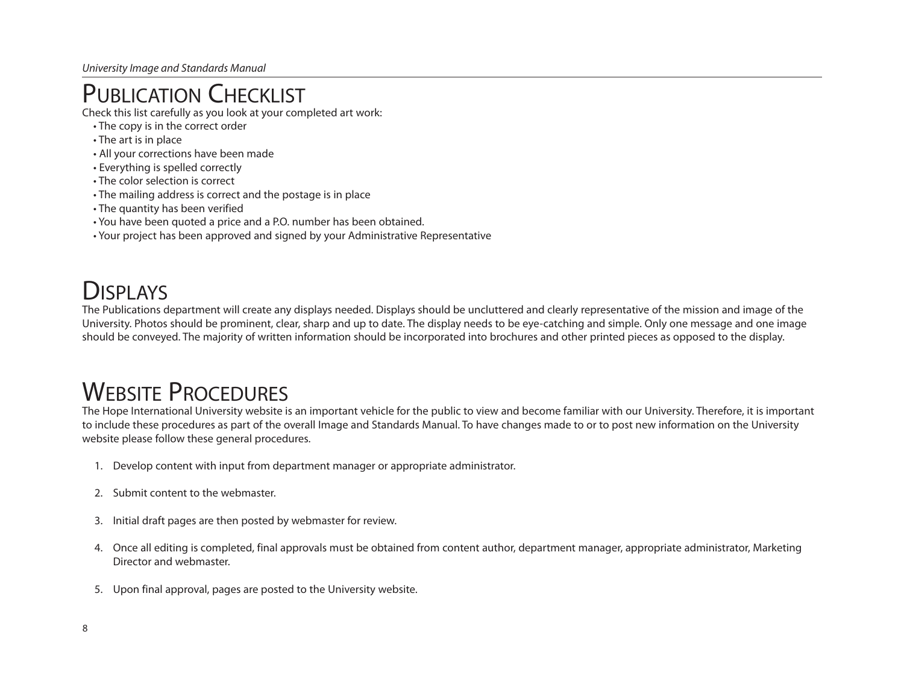# Publication Checklist

Check this list carefully as you look at your completed art work:

- The copy is in the correct order
- The art is in place
- All your corrections have been made
- Everything is spelled correctly
- The color selection is correct
- The mailing address is correct and the postage is in place
- The quantity has been verified
- You have been quoted a price and a P.O. number has been obtained.
- Your project has been approved and signed by your Administrative Representative

# Displays

The Publications department will create any displays needed. Displays should be uncluttered and clearly representative of the mission and image of the University. Photos should be prominent, clear, sharp and up to date. The display needs to be eye-catching and simple. Only one message and one image should be conveyed. The majority of written information should be incorporated into brochures and other printed pieces as opposed to the display.

# Website Procedures

The Hope International University website is an important vehicle for the public to view and become familiar with our University. Therefore, it is important to include these procedures as part of the overall Image and Standards Manual. To have changes made to or to post new information on the University website please follow these general procedures.

1. Develop content with input from department manager or appropriate administrator.

2. Submit content to the webmaster.

3. Initial draft pages are then posted by webmaster for review.

4. Once all editing is completed, final approvals must be obtained from content author, department manager, appropriate administrator, Marketing Director and webmaster.

5. Upon final approval, pages are posted to the University website.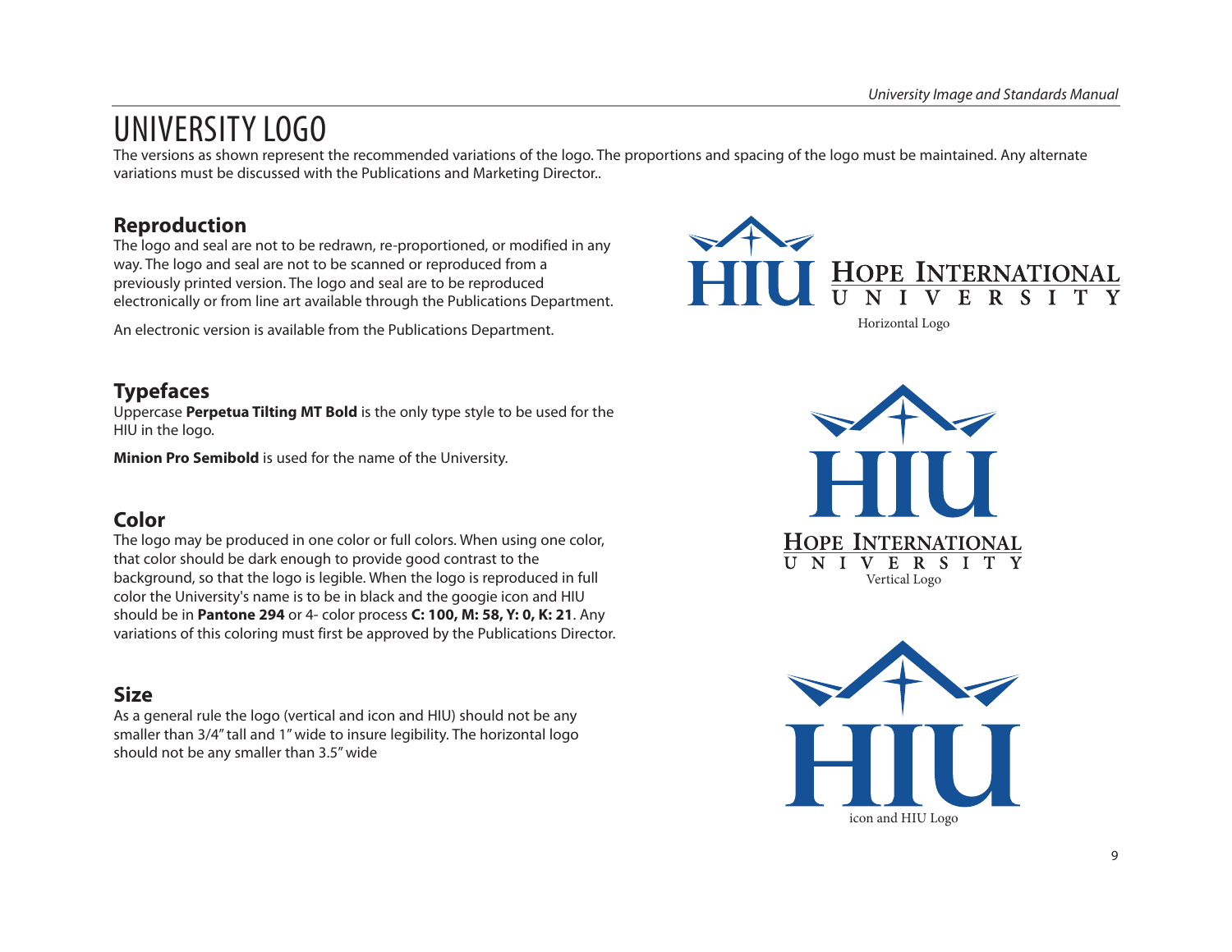# UNIVERSITY LOGO

The versions as shown represent the recommended variations of the logo. The proportions and spacing of the logo must be maintained. Any alternate variations must be discussed with the Publications and Marketing Director..

## Reproduction

The logo and seal are not to be redrawn, re-proportioned, or modified in any way. The logo and seal are not to be scanned or reproduced from a previously printed version. The logo and seal are to be reproduced electronically or from line art available through the Publications Department.

An electronic version is available from the Publications Department.

Horizontal Logo

## Typefaces

Uppercase **Perpetua Tilting MT Bold** is the only type style to be used for the HIU in the logo.

**Minion Pro Semibold** is used for the name of the University.

Vertical Logo

## Color

The logo may be produced in one color or full colors. When using one color, that color should be dark enough to provide good contrast to the background, so that the logo is legible. When the logo is reproduced in full color the University's name is to be in black and the googie icon and HIU should be in **Pantone 294** or 4- color process **C: 100, M: 58, Y: 0, K: 21**. Any variations of this coloring must first be approved by the Publications Director.

## Size

As a general rule the logo (vertical and icon and HIU) should not be any smaller than 3/4" tall and 1" wide to insure legibility. The horizontal logo should not be any smaller than 3.5" wide

icon and HIU Logo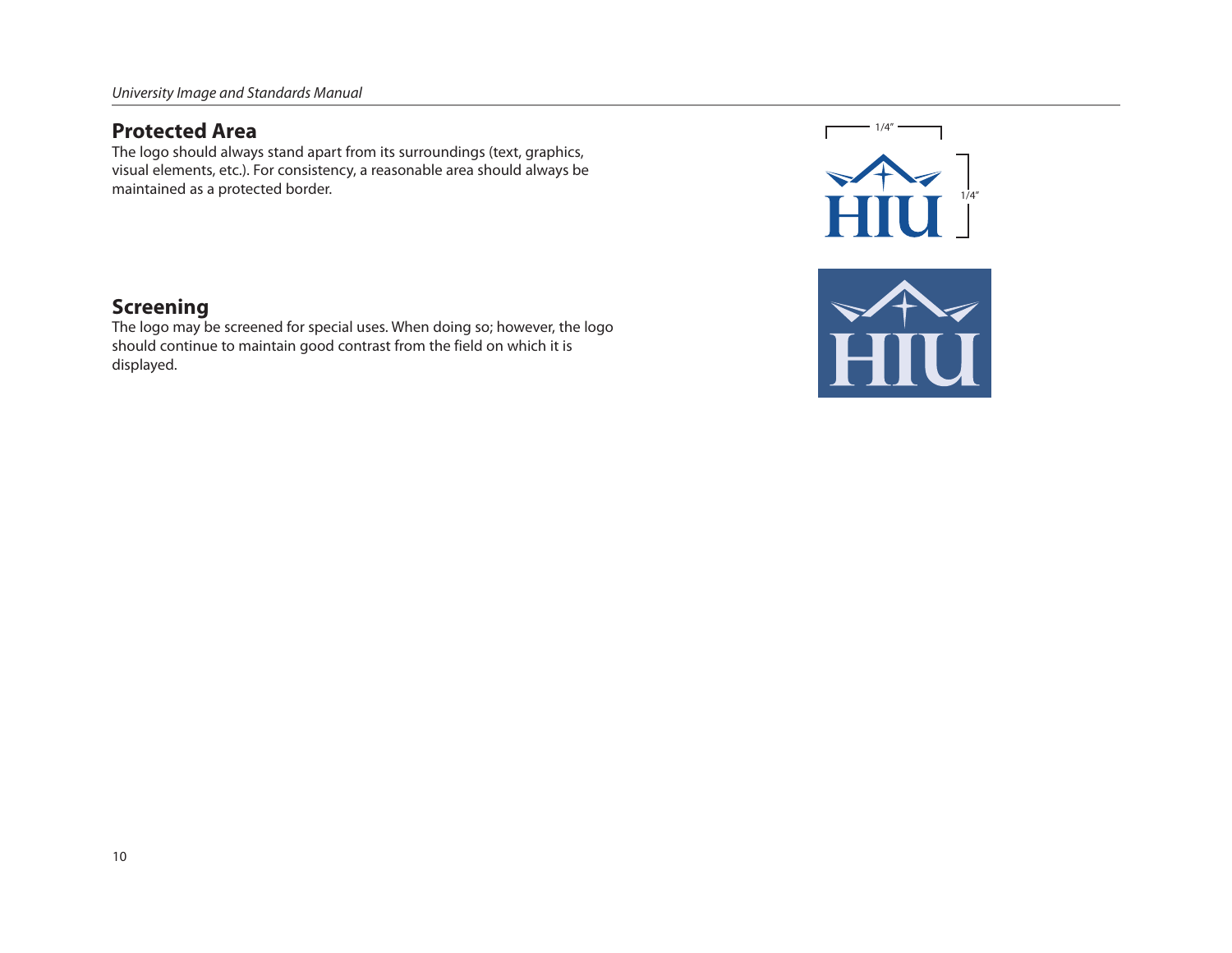## Protected Area

The logo should always stand apart from its surroundings (text, graphics, visual elements, etc.). For consistency, a reasonable area should always be maintained as a protected border.

## Screening

The logo may be screened for special uses. When doing so; however, the logo should continue to maintain good contrast from the field on which it is displayed.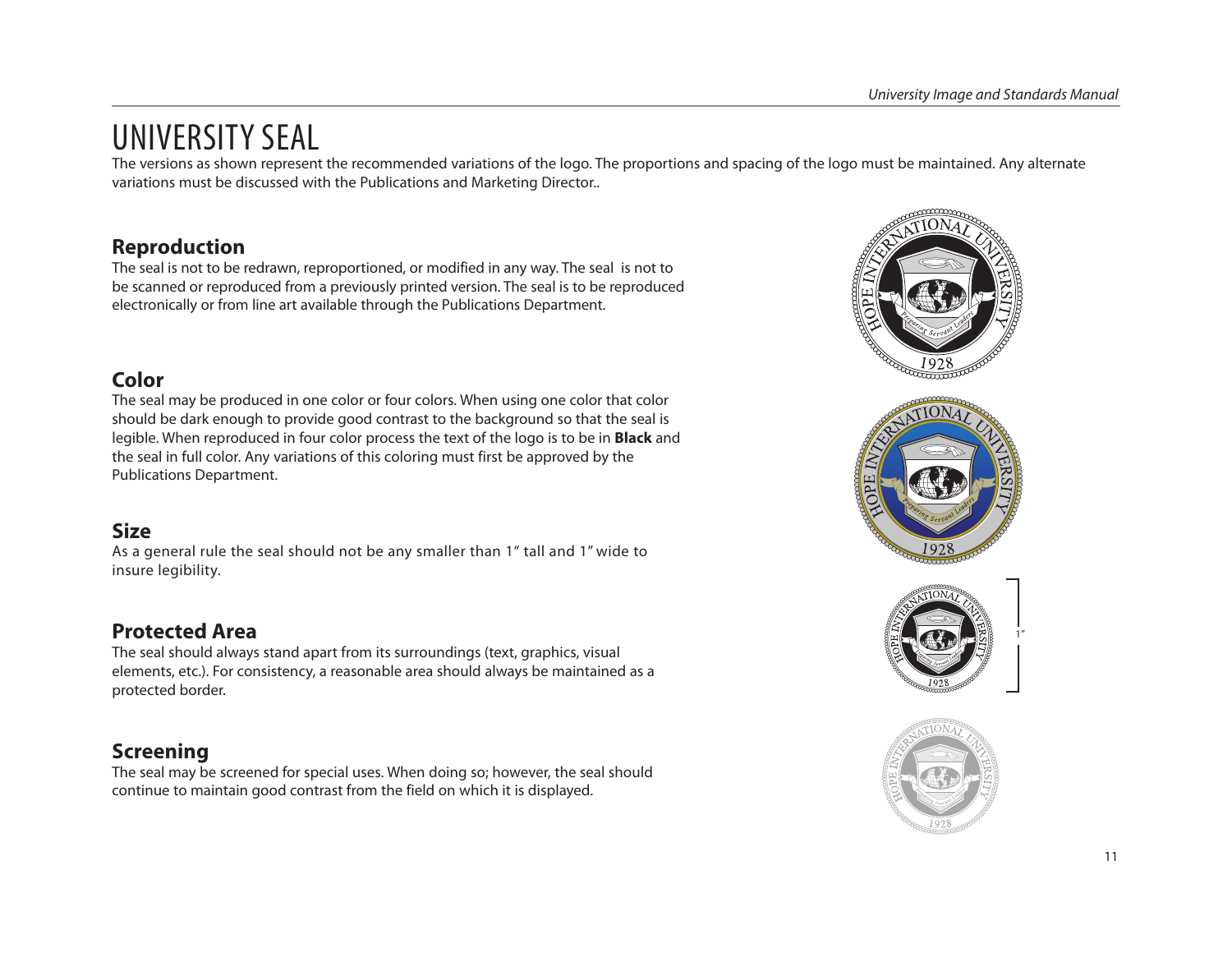# UNIVERSITY SEAL

The versions as shown represent the recommended variations of the logo. The proportions and spacing of the logo must be maintained. Any alternate variations must be discussed with the Publications and Marketing Director..

## Reproduction

The seal is not to be redrawn, reproportioned, or modified in any way. The seal is not to be scanned or reproduced from a previously printed version. The seal is to be reproduced electronically or from line art available through the Publications Department.

## Color

The seal may be produced in one color or four colors. When using one color that color should be dark enough to provide good contrast to the background so that the seal is legible. When reproduced in four color process the text of the logo is to be in **Black** and the seal in full color. Any variations of this coloring must first be approved by the Publications Department.

## Size

As a general rule the seal should not be any smaller than 1" tall and 1" wide to insure legibility.

## Protected Area

The seal should always stand apart from its surroundings (text, graphics, visual elements, etc.). For consistency, a reasonable area should always be maintained as a protected border.

## Screening

The seal may be screened for special uses. When doing so; however, the seal should continue to maintain good contrast from the field on which it is displayed.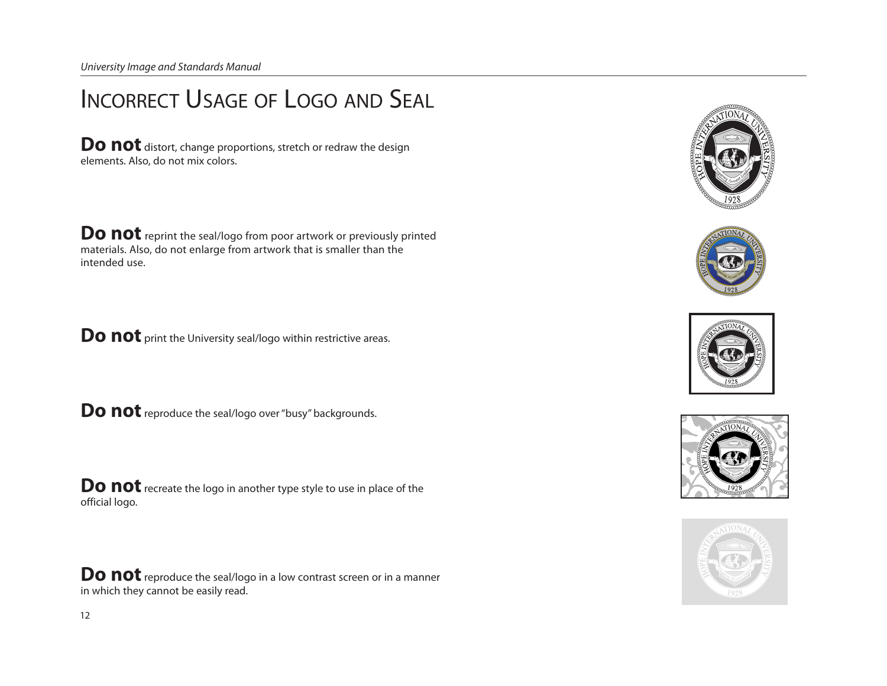# Incorrect Usage of Logo and Seal

**Do not** distort, change proportions, stretch or redraw the design elements. Also, do not mix colors.

**Do not** reprint the seal/logo from poor artwork or previously printed materials. Also, do not enlarge from artwork that is smaller than the intended use.

**Do not** print the University seal/logo within restrictive areas.

**Do not** reproduce the seal/logo over "busy" backgrounds.

**Do not** recreate the logo in another type style to use in place of the official logo.

**Do not** reproduce the seal/logo in a low contrast screen or in a manner in which they cannot be easily read.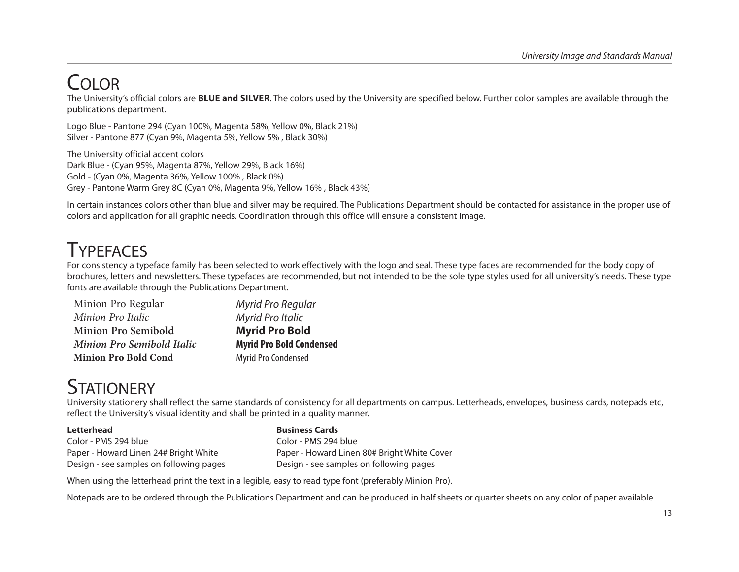# COLOR

The University's official colors are **BLUE and SILVER**. The colors used by the University are specified below. Further color samples are available through the publications department.

Logo Blue - Pantone 294 (Cyan 100%, Magenta 58%, Yellow 0%, Black 21%)
Silver - Pantone 877 (Cyan 9%, Magenta 5%, Yellow 5% , Black 30%)

The University official accent colors
Dark Blue - (Cyan 95%, Magenta 87%, Yellow 29%, Black 16%)
Gold - (Cyan 0%, Magenta 36%, Yellow 100% , Black 0%)
Grey - Pantone Warm Grey 8C (Cyan 0%, Magenta 9%, Yellow 16% , Black 43%)

In certain instances colors other than blue and silver may be required. The Publications Department should be contacted for assistance in the proper use of colors and application for all graphic needs. Coordination through this office will ensure a consistent image.

# TYPEFACES

For consistency a typeface family has been selected to work effectively with the logo and seal. These type faces are recommended for the body copy of brochures, letters and newsletters. These typefaces are recommended, but not intended to be the sole type styles used for all university's needs. These type fonts are available through the Publications Department.

Minion Pro Regular
*Minion Pro Italic*
**Minion Pro Semibold**
***Minion Pro Semibold Italic***
**Minion Pro Bold Cond**

*Myrid Pro Regular*
*Myrid Pro Italic*
**Myrid Pro Bold**
**Myrid Pro Bold Condensed**
Myrid Pro Condensed

# STATIONERY

University stationery shall reflect the same standards of consistency for all departments on campus. Letterheads, envelopes, business cards, notepads etc, reflect the University's visual identity and shall be printed in a quality manner.

**Letterhead**
Color - PMS 294 blue
Paper - Howard Linen 24# Bright White
Design - see samples on following pages

**Business Cards**
Color - PMS 294 blue
Paper - Howard Linen 80# Bright White Cover
Design - see samples on following pages

When using the letterhead print the text in a legible, easy to read type font (preferably Minion Pro).

Notepads are to be ordered through the Publications Department and can be produced in half sheets or quarter sheets on any color of paper available.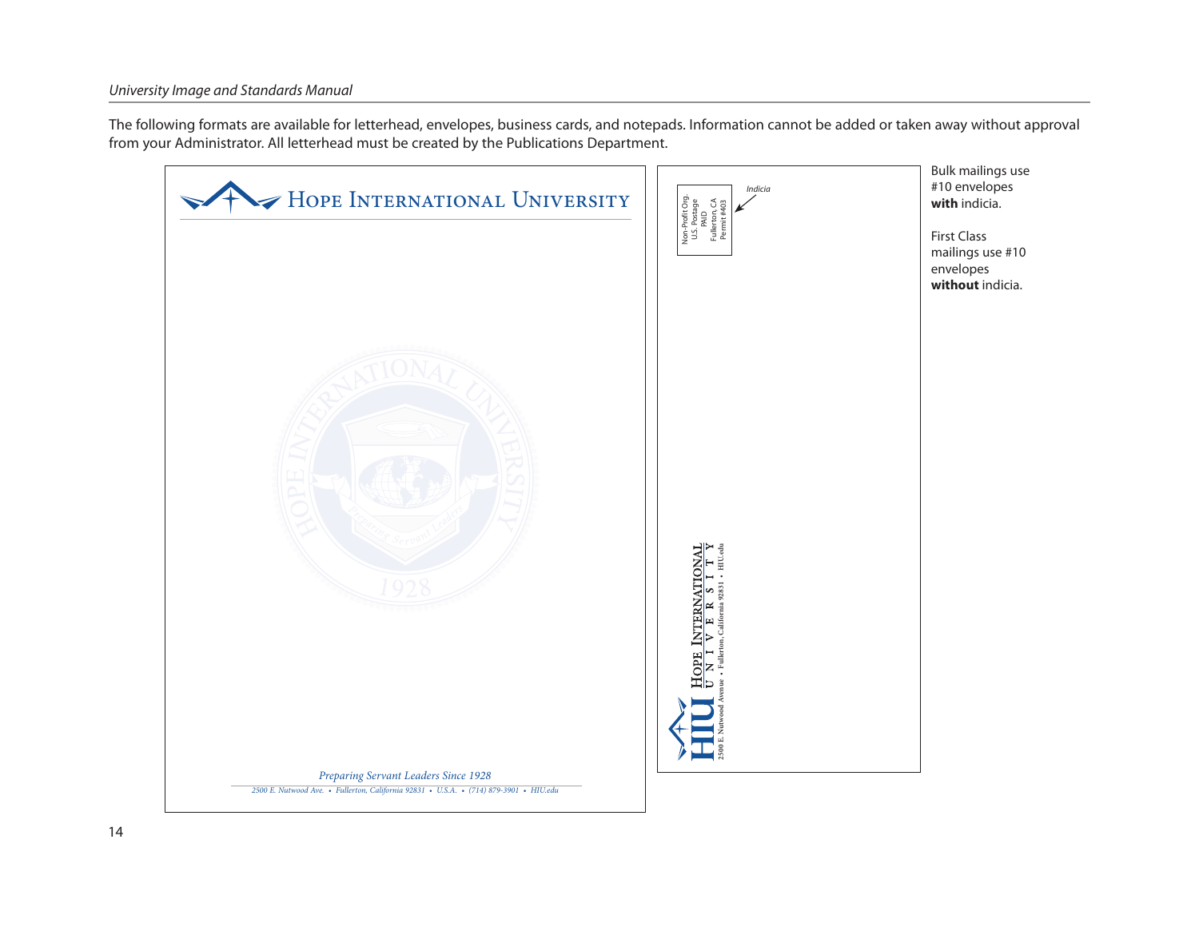The following formats are available for letterhead, envelopes, business cards, and notepads. Information cannot be added or taken away without approval from your Administrator. All letterhead must be created by the Publications Department.

HOPE INTERNATIONAL UNIVERSITY

*Preparing Servant Leaders Since 1928*

*2500 E. Nutwood Ave. • Fullerton, California 92831 • U.S.A. • (714) 879-3901 • HIU.edu*

Non-Profit Org.
U.S. Postage
PAID
Fullerton, CA
Permit #403

*Indicia*

HIU HOPE INTERNATIONAL UNIVERSITY
2500 E. Nutwood Avenue • Fullerton, California 92831 • HIU.edu

Bulk mailings use #10 envelopes **with** indicia.

First Class mailings use #10 envelopes **without** indicia.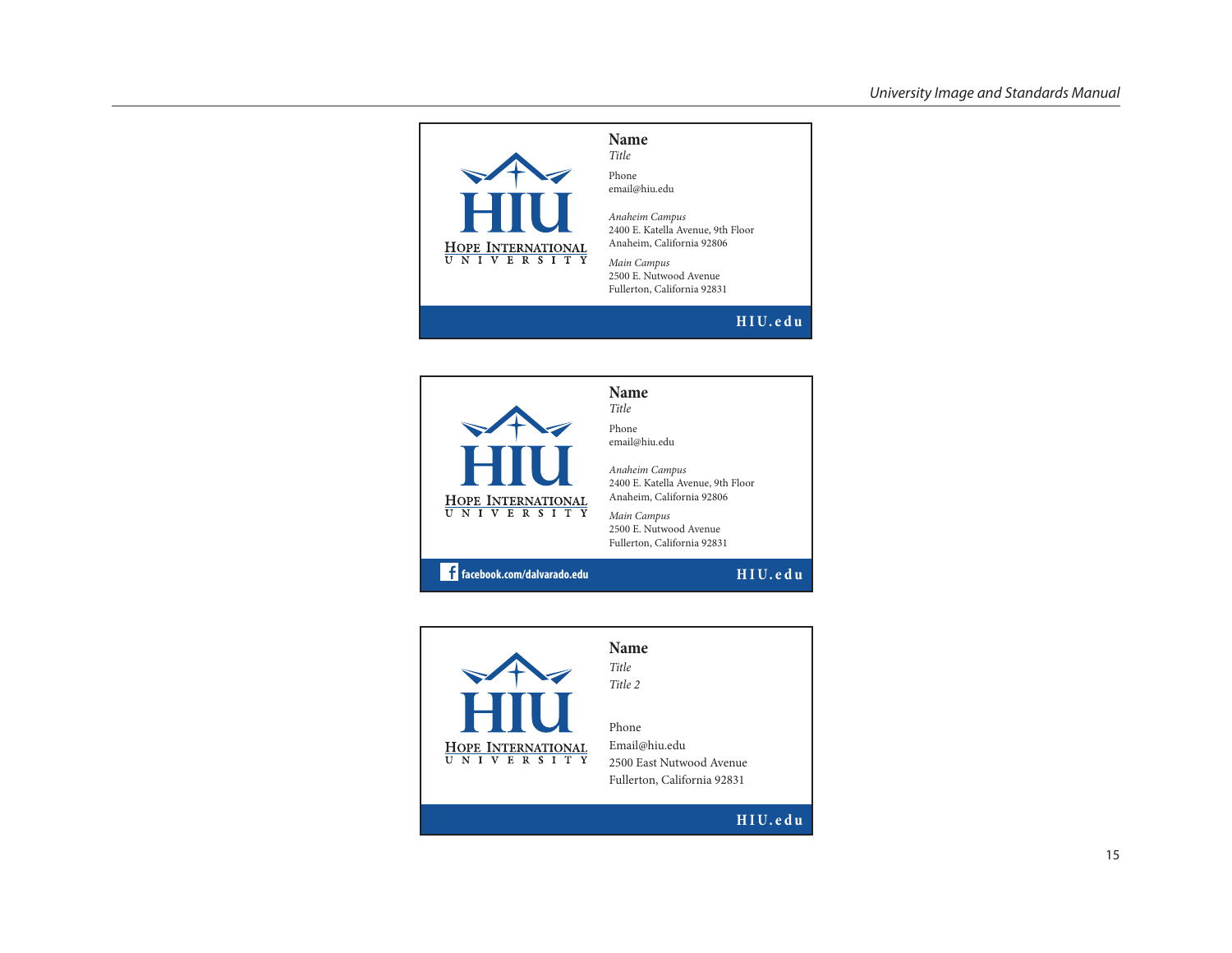HOPE INTERNATIONAL
UNIVERSITY

**Name**
*Title*

Phone
email@hiu.edu

*Anaheim Campus*
2400 E. Katella Avenue, 9th Floor
Anaheim, California 92806

*Main Campus*
2500 E. Nutwood Avenue
Fullerton, California 92831

**HIU.edu**

---

HOPE INTERNATIONAL
UNIVERSITY

**Name**
*Title*

Phone
email@hiu.edu

*Anaheim Campus*
2400 E. Katella Avenue, 9th Floor
Anaheim, California 92806

*Main Campus*
2500 E. Nutwood Avenue
Fullerton, California 92831

**facebook.com/dalvarado.edu**

**HIU.edu**

---

HOPE INTERNATIONAL
UNIVERSITY

**Name**
*Title*
*Title 2*

Phone
Email@hiu.edu
2500 East Nutwood Avenue
Fullerton, California 92831

**HIU.edu**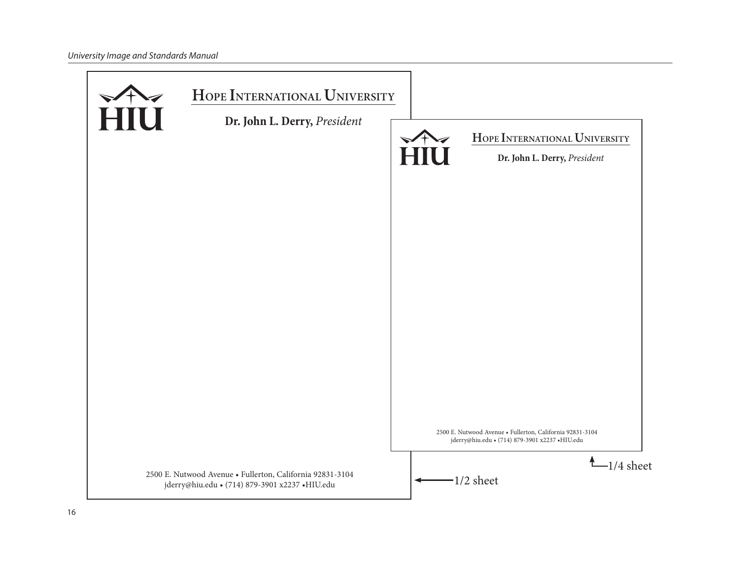HIU

HOPE INTERNATIONAL UNIVERSITY

**Dr. John L. Derry,** *President*

2500 E. Nutwood Avenue • Fullerton, California 92831-3104
jderry@hiu.edu • (714) 879-3901 x2237 •HIU.edu

1/2 sheet

HIU

HOPE INTERNATIONAL UNIVERSITY

**Dr. John L. Derry,** *President*

2500 E. Nutwood Avenue • Fullerton, California 92831-3104
jderry@hiu.edu • (714) 879-3901 x2237 •HIU.edu

1/4 sheet